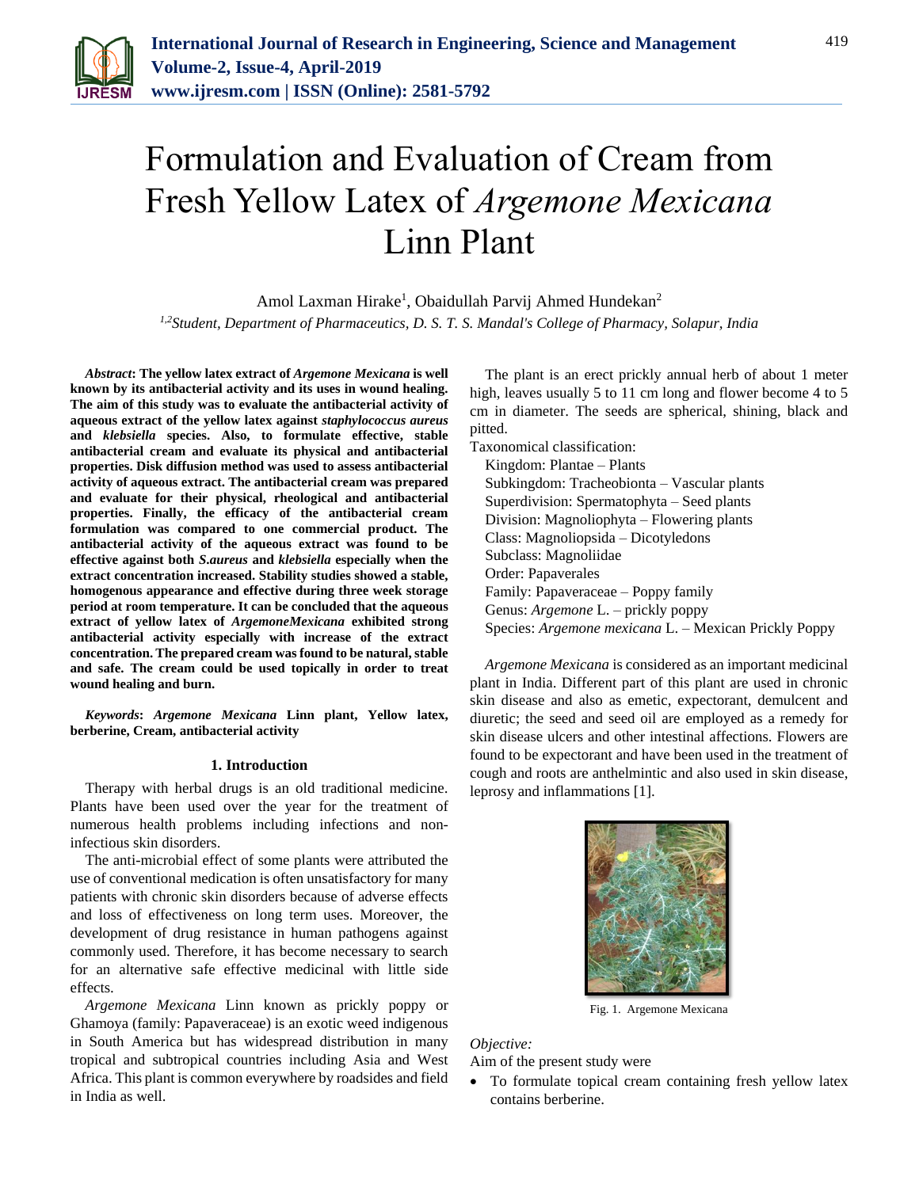# Formulation and Evaluation of Cream from Fresh Yellow Latex of *Argemone Mexicana* Linn Plant

Amol Laxman Hirake[1], Obaidullah Parvij Ahmed Hundekan[2]

[1,2]*Student, Department of Pharmaceutics, D. S. T. S. Mandal's College of Pharmacy, Solapur, India*

***Abstract*: The yellow latex extract of *Argemone Mexicana* is well known by its antibacterial activity and its uses in wound healing. The aim of this study was to evaluate the antibacterial activity of aqueous extract of the yellow latex against *staphylococcus aureus* and *klebsiella* species. Also, to formulate effective, stable antibacterial cream and evaluate its physical and antibacterial properties. Disk diffusion method was used to assess antibacterial activity of aqueous extract. The antibacterial cream was prepared and evaluate for their physical, rheological and antibacterial properties. Finally, the efficacy of the antibacterial cream formulation was compared to one commercial product. The antibacterial activity of the aqueous extract was found to be effective against both *S.aureus* and *klebsiella* especially when the extract concentration increased. Stability studies showed a stable, homogenous appearance and effective during three week storage period at room temperature. It can be concluded that the aqueous extract of yellow latex of *ArgemoneMexicana* exhibited strong antibacterial activity especially with increase of the extract concentration. The prepared cream was found to be natural, stable and safe. The cream could be used topically in order to treat wound healing and burn.**

***Keywords*: *Argemone Mexicana* Linn plant, Yellow latex, berberine, Cream, antibacterial activity**

## 1. Introduction

Therapy with herbal drugs is an old traditional medicine. Plants have been used over the year for the treatment of numerous health problems including infections and non-infectious skin disorders.

The anti-microbial effect of some plants were attributed the use of conventional medication is often unsatisfactory for many patients with chronic skin disorders because of adverse effects and loss of effectiveness on long term uses. Moreover, the development of drug resistance in human pathogens against commonly used. Therefore, it has become necessary to search for an alternative safe effective medicinal with little side effects.

*Argemone Mexicana* Linn known as prickly poppy or Ghamoya (family: Papaveraceae) is an exotic weed indigenous in South America but has widespread distribution in many tropical and subtropical countries including Asia and West Africa. This plant is common everywhere by roadsides and field in India as well.

The plant is an erect prickly annual herb of about 1 meter high, leaves usually 5 to 11 cm long and flower become 4 to 5 cm in diameter. The seeds are spherical, shining, black and pitted.

Taxonomical classification:

Kingdom: Plantae – Plants
Subkingdom: Tracheobionta – Vascular plants
Superdivision: Spermatophyta – Seed plants
Division: Magnoliophyta – Flowering plants
Class: Magnoliopsida – Dicotyledons
Subclass: Magnoliidae
Order: Papaverales
Family: Papaveraceae – Poppy family
Genus: *Argemone* L. – prickly poppy
Species: *Argemone mexicana* L. – Mexican Prickly Poppy

*Argemone Mexicana* is considered as an important medicinal plant in India. Different part of this plant are used in chronic skin disease and also as emetic, expectorant, demulcent and diuretic; the seed and seed oil are employed as a remedy for skin disease ulcers and other intestinal affections. Flowers are found to be expectorant and have been used in the treatment of cough and roots are anthelmintic and also used in skin disease, leprosy and inflammations [1].

Fig. 1. Argemone Mexicana

*Objective:*

Aim of the present study were

- To formulate topical cream containing fresh yellow latex contains berberine.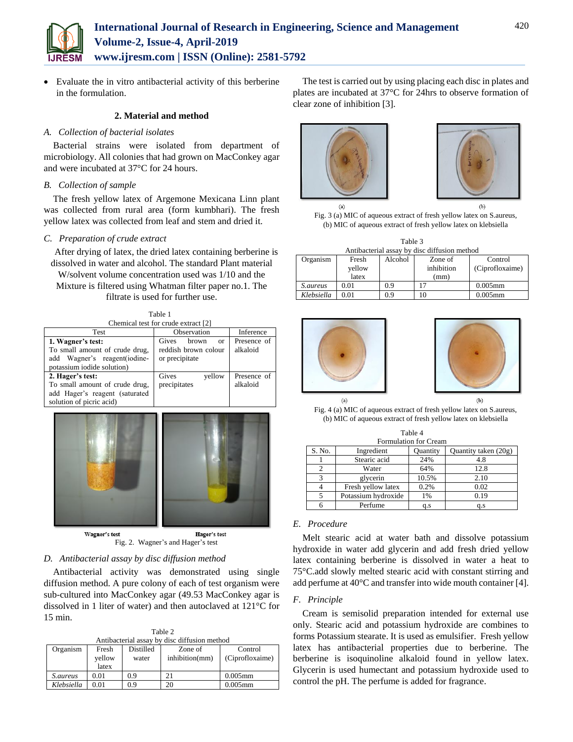- Evaluate the in vitro antibacterial activity of this berberine in the formulation.

## 2. Material and method

### *A. Collection of bacterial isolates*

Bacterial strains were isolated from department of microbiology. All colonies that had grown on MacConkey agar and were incubated at 37°C for 24 hours.

### *B. Collection of sample*

The fresh yellow latex of Argemone Mexicana Linn plant was collected from rural area (form kumbhari). The fresh yellow latex was collected from leaf and stem and dried it.

### *C. Preparation of crude extract*

After drying of latex, the dried latex containing berberine is dissolved in water and alcohol. The standard Plant material W/solvent volume concentration used was 1/10 and the Mixture is filtered using Whatman filter paper no.1. The filtrate is used for further use.

Table 1
Chemical test for crude extract [2]

| Test | Observation | Inference |
|---|---|---|
| **1. Wagner's test:** To small amount of crude drug, add Wagner's reagent(iodine-potassium iodide solution) | Gives brown or reddish brown colour or precipitate | Presence of alkaloid |
| **2. Hager's test:** To small amount of crude drug, add Hager's reagent (saturated solution of picric acid) | Gives yellow precipitates | Presence of alkaloid |

Wagner's test Hager's test
Fig. 2. Wagner's and Hager's test

### *D. Antibacterial assay by disc diffusion method*

Antibacterial activity was demonstrated using single diffusion method. A pure colony of each of test organism were sub-cultured into MacConkey agar (49.53 MacConkey agar is dissolved in 1 liter of water) and then autoclaved at 121°C for 15 min.

Table 2
Antibacterial assay by disc diffusion method

| Organism | Fresh yellow latex | Distilled water | Zone of inhibition(mm) | Control (Ciprofloxaime) |
|---|---|---|---|---|
| *S.aureus* | 0.01 | 0.9 | 21 | 0.005mm |
| *Klebsiella* | 0.01 | 0.9 | 20 | 0.005mm |

The test is carried out by using placing each disc in plates and plates are incubated at 37°C for 24hrs to observe formation of clear zone of inhibition [3].

(a) (b)
Fig. 3 (a) MIC of aqueous extract of fresh yellow latex on S.aureus, (b) MIC of aqueous extract of fresh yellow latex on klebsiella

Table 3
Antibacterial assay by disc diffusion method

| Organism | Fresh yellow latex | Alcohol | Zone of inhibition (mm) | Control (Ciprofloxaime) |
|---|---|---|---|---|
| *S.aureus* | 0.01 | 0.9 | 17 | 0.005mm |
| *Klebsiella* | 0.01 | 0.9 | 10 | 0.005mm |

(a) (b)
Fig. 4 (a) MIC of aqueous extract of fresh yellow latex on S.aureus, (b) MIC of aqueous extract of fresh yellow latex on klebsiella

Table 4
Formulation for Cream

| S. No. | Ingredient | Quantity | Quantity taken (20g) |
|---|---|---|---|
| 1 | Stearic acid | 24% | 4.8 |
| 2 | Water | 64% | 12.8 |
| 3 | glycerin | 10.5% | 2.10 |
| 4 | Fresh yellow latex | 0.2% | 0.02 |
| 5 | Potassium hydroxide | 1% | 0.19 |
| 6 | Perfume | q.s | q.s |

### *E. Procedure*

Melt stearic acid at water bath and dissolve potassium hydroxide in water add glycerin and add fresh dried yellow latex containing berberine is dissolved in water a heat to 75°C.add slowly melted stearic acid with constant stirring and add perfume at 40°C and transfer into wide mouth container [4].

### *F. Principle*

Cream is semisolid preparation intended for external use only. Stearic acid and potassium hydroxide are combines to forms Potassium stearate. It is used as emulsifier. Fresh yellow latex has antibacterial properties due to berberine. The berberine is isoquinoline alkaloid found in yellow latex. Glycerin is used humectant and potassium hydroxide used to control the pH. The perfume is added for fragrance.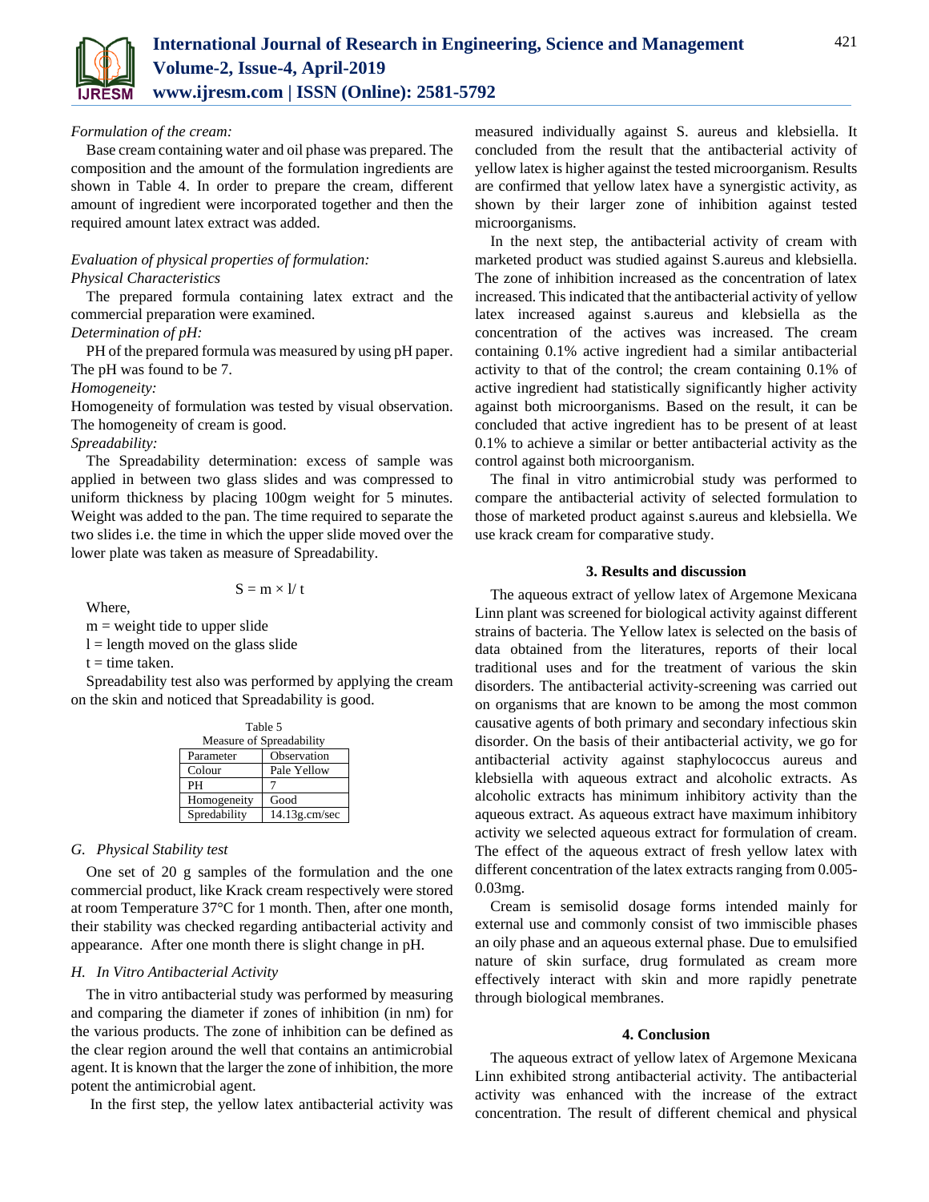*Formulation of the cream:*

Base cream containing water and oil phase was prepared. The composition and the amount of the formulation ingredients are shown in Table 4. In order to prepare the cream, different amount of ingredient were incorporated together and then the required amount latex extract was added.

*Evaluation of physical properties of formulation:*

*Physical Characteristics*

The prepared formula containing latex extract and the commercial preparation were examined.

*Determination of pH:*

PH of the prepared formula was measured by using pH paper. The pH was found to be 7.

*Homogeneity:*

Homogeneity of formulation was tested by visual observation. The homogeneity of cream is good.

*Spreadability:*

The Spreadability determination: excess of sample was applied in between two glass slides and was compressed to uniform thickness by placing 100gm weight for 5 minutes. Weight was added to the pan. The time required to separate the two slides i.e. the time in which the upper slide moved over the lower plate was taken as measure of Spreadability.

$$S = m \times l / t$$

Where,

m = weight tide to upper slide

l = length moved on the glass slide

t = time taken.

Spreadability test also was performed by applying the cream on the skin and noticed that Spreadability is good.

Table 5
Measure of Spreadability

| Parameter | Observation |
|---|---|
| Colour | Pale Yellow |
| PH | 7 |
| Homogeneity | Good |
| Spredability | 14.13g.cm/sec |

### *G. Physical Stability test*

One set of 20 g samples of the formulation and the one commercial product, like Krack cream respectively were stored at room Temperature 37°C for 1 month. Then, after one month, their stability was checked regarding antibacterial activity and appearance. After one month there is slight change in pH.

### *H. In Vitro Antibacterial Activity*

The in vitro antibacterial study was performed by measuring and comparing the diameter if zones of inhibition (in nm) for the various products. The zone of inhibition can be defined as the clear region around the well that contains an antimicrobial agent. It is known that the larger the zone of inhibition, the more potent the antimicrobial agent.

In the first step, the yellow latex antibacterial activity was measured individually against S. aureus and klebsiella. It concluded from the result that the antibacterial activity of yellow latex is higher against the tested microorganism. Results are confirmed that yellow latex have a synergistic activity, as shown by their larger zone of inhibition against tested microorganisms.

In the next step, the antibacterial activity of cream with marketed product was studied against S.aureus and klebsiella. The zone of inhibition increased as the concentration of latex increased. This indicated that the antibacterial activity of yellow latex increased against s.aureus and klebsiella as the concentration of the actives was increased. The cream containing 0.1% active ingredient had a similar antibacterial activity to that of the control; the cream containing 0.1% of active ingredient had statistically significantly higher activity against both microorganisms. Based on the result, it can be concluded that active ingredient has to be present of at least 0.1% to achieve a similar or better antibacterial activity as the control against both microorganism.

The final in vitro antimicrobial study was performed to compare the antibacterial activity of selected formulation to those of marketed product against s.aureus and klebsiella. We use krack cream for comparative study.

## 3. Results and discussion

The aqueous extract of yellow latex of Argemone Mexicana Linn plant was screened for biological activity against different strains of bacteria. The Yellow latex is selected on the basis of data obtained from the literatures, reports of their local traditional uses and for the treatment of various the skin disorders. The antibacterial activity-screening was carried out on organisms that are known to be among the most common causative agents of both primary and secondary infectious skin disorder. On the basis of their antibacterial activity, we go for antibacterial activity against staphylococcus aureus and klebsiella with aqueous extract and alcoholic extracts. As alcoholic extracts has minimum inhibitory activity than the aqueous extract. As aqueous extract have maximum inhibitory activity we selected aqueous extract for formulation of cream. The effect of the aqueous extract of fresh yellow latex with different concentration of the latex extracts ranging from 0.005-0.03mg.

Cream is semisolid dosage forms intended mainly for external use and commonly consist of two immiscible phases an oily phase and an aqueous external phase. Due to emulsified nature of skin surface, drug formulated as cream more effectively interact with skin and more rapidly penetrate through biological membranes.

## 4. Conclusion

The aqueous extract of yellow latex of Argemone Mexicana Linn exhibited strong antibacterial activity. The antibacterial activity was enhanced with the increase of the extract concentration. The result of different chemical and physical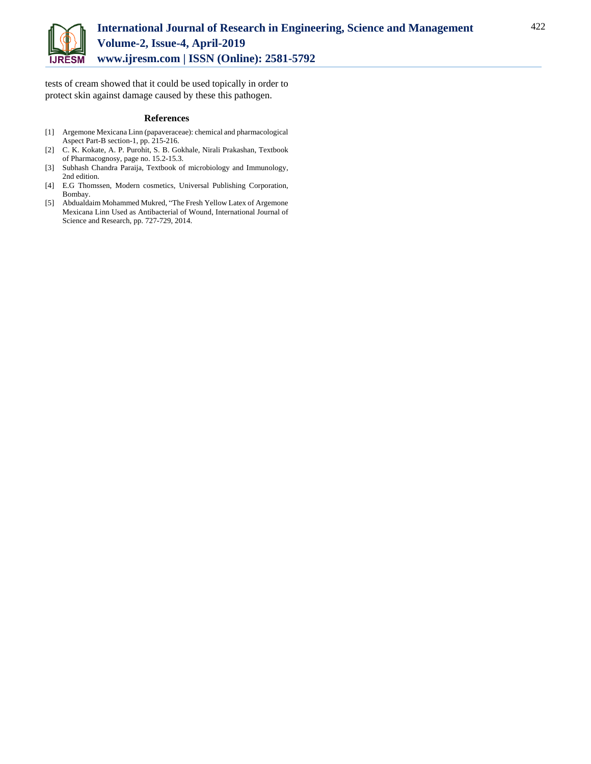tests of cream showed that it could be used topically in order to protect skin against damage caused by these this pathogen.

## References

[1] Argemone Mexicana Linn (papaveraceae): chemical and pharmacological Aspect Part-B section-1, pp. 215-216.

[2] C. K. Kokate, A. P. Purohit, S. B. Gokhale, Nirali Prakashan, Textbook of Pharmacognosy, page no. 15.2-15.3.

[3] Subhash Chandra Paraija, Textbook of microbiology and Immunology, 2nd edition.

[4] E.G Thomssen, Modern cosmetics, Universal Publishing Corporation, Bombay.

[5] Abdualdaim Mohammed Mukred, "The Fresh Yellow Latex of Argemone Mexicana Linn Used as Antibacterial of Wound, International Journal of Science and Research, pp. 727-729, 2014.